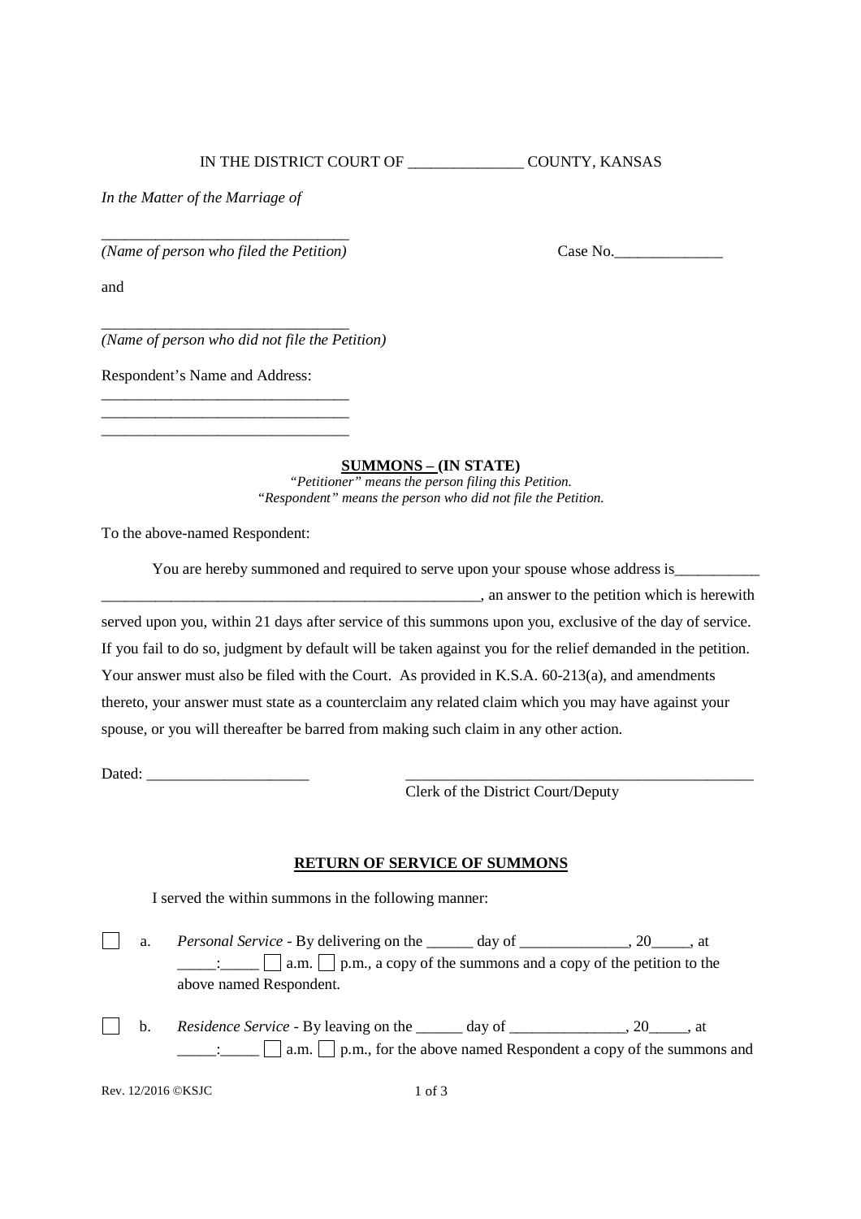IN THE DISTRICT COURT OF _______________ COUNTY, KANSAS

*In the Matter of the Marriage of*

________________________________
*(Name of person who filed the Petition)*

Case No.______________

and

________________________________
*(Name of person who did not file the Petition)*

Respondent's Name and Address:

________________________________
________________________________
________________________________

**SUMMONS – (IN STATE)**

*"Petitioner" means the person filing this Petition.*
*"Respondent" means the person who did not file the Petition.*

To the above-named Respondent:

You are hereby summoned and required to serve upon your spouse whose address is___________ __________________________________________________, an answer to the petition which is herewith served upon you, within 21 days after service of this summons upon you, exclusive of the day of service. If you fail to do so, judgment by default will be taken against you for the relief demanded in the petition. Your answer must also be filed with the Court. As provided in K.S.A. 60-213(a), and amendments thereto, your answer must state as a counterclaim any related claim which you may have against your spouse, or you will thereafter be barred from making such claim in any other action.

Dated: _____________________

_______________________________________________
Clerk of the District Court/Deputy

**RETURN OF SERVICE OF SUMMONS**

I served the within summons in the following manner:

☐ a. *Personal Service* - By delivering on the ______ day of ______________, 20_____, at _____:_____ ☐ a.m. ☐ p.m., a copy of the summons and a copy of the petition to the above named Respondent.

☐ b. *Residence Service* - By leaving on the ______ day of _______________, 20_____, at _____:_____ ☐ a.m. ☐ p.m., for the above named Respondent a copy of the summons and

Rev. 12/2016 ©KSJC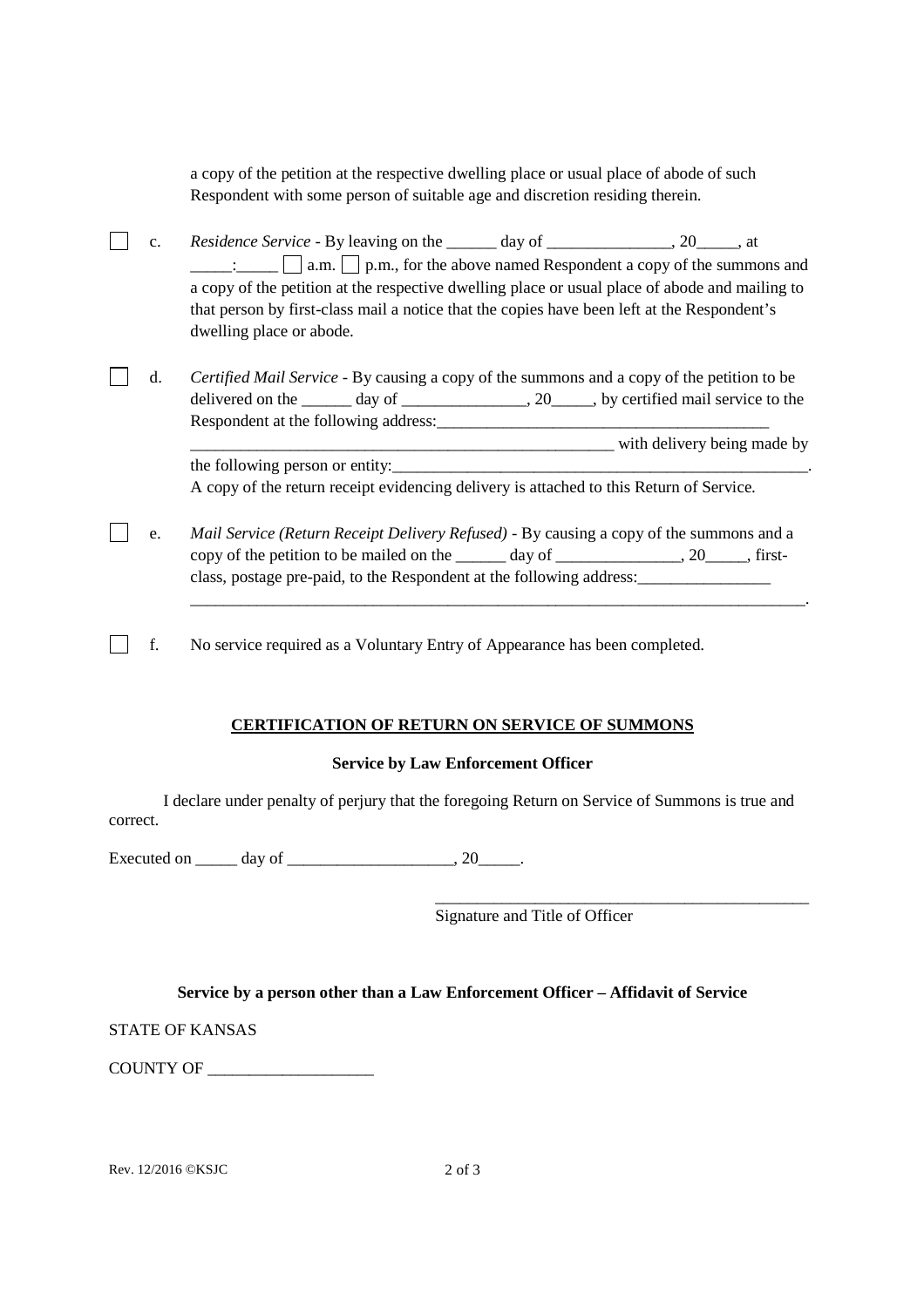a copy of the petition at the respective dwelling place or usual place of abode of such Respondent with some person of suitable age and discretion residing therein.

☐ c. *Residence Service* - By leaving on the ______ day of _______________, 20_____, at _____:_____ ☐ a.m. ☐ p.m., for the above named Respondent a copy of the summons and a copy of the petition at the respective dwelling place or usual place of abode and mailing to that person by first-class mail a notice that the copies have been left at the Respondent's dwelling place or abode.

☐ d. *Certified Mail Service* - By causing a copy of the summons and a copy of the petition to be delivered on the ______ day of _______________, 20_____, by certified mail service to the Respondent at the following address:________________________________________ ____________________________________________________ with delivery being made by the following person or entity:____________________________________________________. A copy of the return receipt evidencing delivery is attached to this Return of Service.

☐ e. *Mail Service (Return Receipt Delivery Refused)* - By causing a copy of the summons and a copy of the petition to be mailed on the ______ day of _______________, 20_____, first-class, postage pre-paid, to the Respondent at the following address:________________ ___________________________________________________________________________.

☐ f. No service required as a Voluntary Entry of Appearance has been completed.

## CERTIFICATION OF RETURN ON SERVICE OF SUMMONS

### Service by Law Enforcement Officer

I declare under penalty of perjury that the foregoing Return on Service of Summons is true and correct.

Executed on _____ day of ____________________, 20_____.

_______________________________________________
Signature and Title of Officer

### Service by a person other than a Law Enforcement Officer – Affidavit of Service

STATE OF KANSAS

COUNTY OF ____________________

Rev. 12/2016 ©KSJC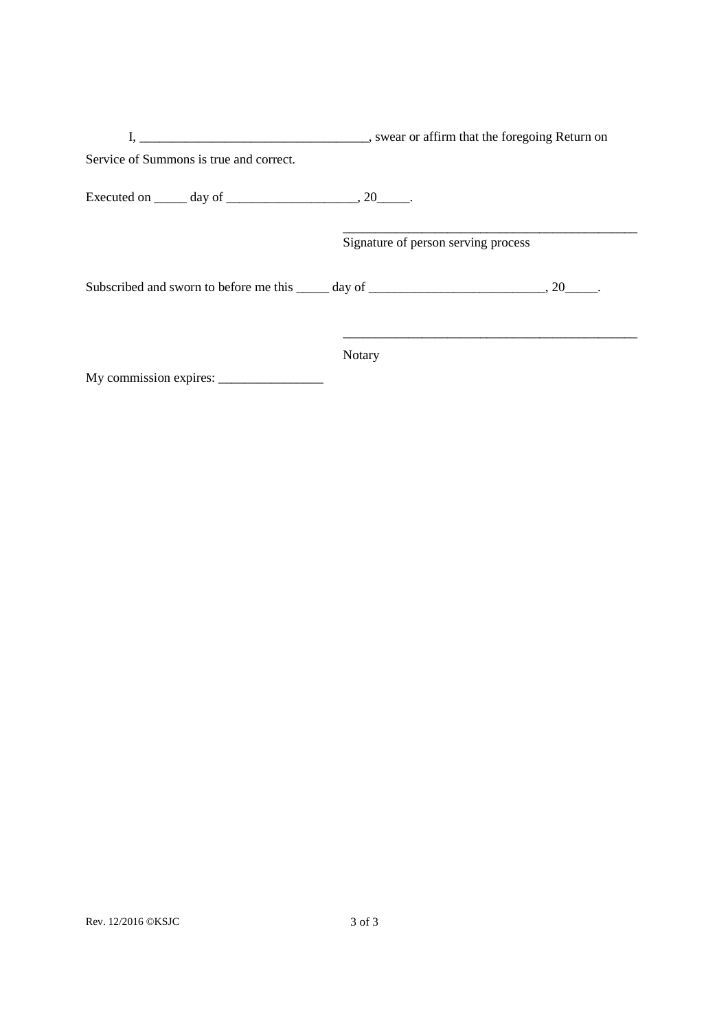I, ___________________________________, swear or affirm that the foregoing Return on Service of Summons is true and correct.

Executed on _____ day of ____________________, 20_____.

_______________________________________________
Signature of person serving process

Subscribed and sworn to before me this _____ day of ___________________________, 20_____.

_______________________________________________
Notary

My commission expires: ________________

Rev. 12/2016 ©KSJC